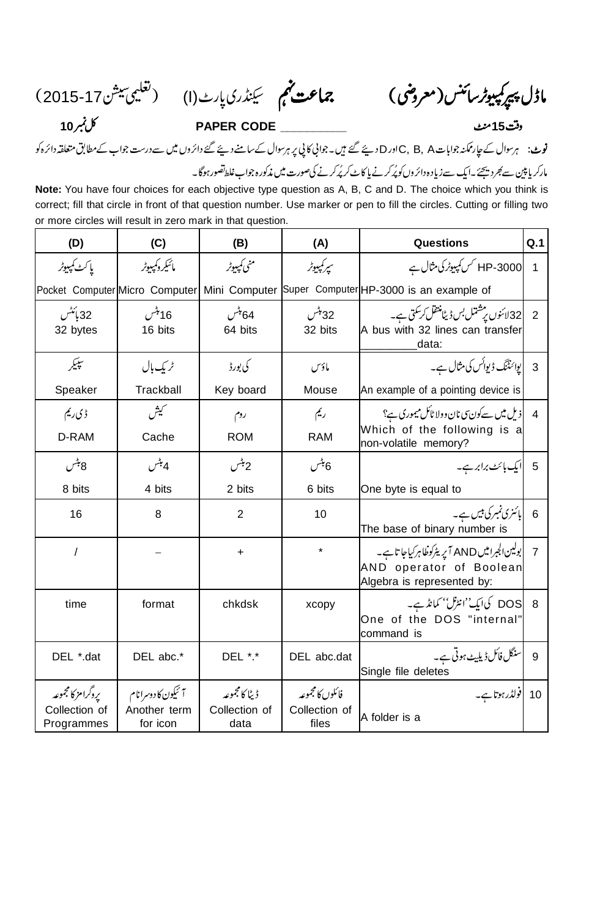# ماڈل پیپر کمپیوٹر سائنس (معروضی) جماعت نہم سیکنڈری پارٹ (I) (تعلیمی سیشن 2015-17)

**وقت 15 منٹ** **PAPER CODE ________** **کل نمبر 10**

**نوٹ:** ہر سوال کے چار ممکنہ جوابات A, B, C اور D دیئے گئے ہیں۔ جوابی کاپی پر ہر سوال کے سامنے دیئے گئے دائروں میں سے درست جواب کے مطابق متعلقہ دائرہ کو مارکر یا پین سے بھر دیجئے۔ ایک سے زیادہ دائروں کو پُر کرنے یا کاٹ کر پُر کرنے کی صورت میں مذکورہ جواب غلط تصور ہوگا۔

**Note:** You have four choices for each objective type question as A, B, C and D. The choice which you think is correct; fill that circle in front of that question number. Use marker or pen to fill the circles. Cutting or filling two or more circles will result in zero mark in that question.

| Q.1 | Questions | (A) | (B) | (C) | (D) |
|---|---|---|---|---|---|
| 1 | HP-3000 کس کمپیوٹر کی مثال ہے<br>HP-3000 is an example of | سپر کمپیوٹر<br>Super Computer | منی کمپیوٹر<br>Mini Computer | مائیکرو کمپیوٹر<br>Micro Computer | پاکٹ کمپیوٹر<br>Pocket Computer |
| 2 | 32 لائنوں پر مشتمل بس ڈیٹا منتقل کر سکتی ہے۔<br>A bus with 32 lines can transfer _________ data: | 32 بٹس<br>32 bits | 64 بٹس<br>64 bits | 16 بٹس<br>16 bits | 32 بائٹس<br>32 bytes |
| 3 | پوائنٹنگ ڈیوائس کی مثال ہے۔<br>An example of a pointing device is | ماؤس<br>Mouse | کی بورڈ<br>Key board | ٹریک بال<br>Trackball | سپیکر<br>Speaker |
| 4 | ذیل میں سے کون سی نان وولاٹائل میموری ہے؟<br>Which of the following is a non-volatile memory? | ریم<br>RAM | روم<br>ROM | کیش<br>Cache | ڈی ریم<br>D-RAM |
| 5 | ایک بائٹ برابر ہے۔<br>One byte is equal to | 6 بٹس<br>6 bits | 2 بٹس<br>2 bits | 4 بٹس<br>4 bits | 8 بٹس<br>8 bits |
| 6 | بائنری نمبر کی بیس ہے۔<br>The base of binary number is | 10 | 2 | 8 | 16 |
| 7 | بولین الجبرا میں AND آپریٹر کو ظاہر کیا جاتا ہے۔<br>AND operator of Boolean Algebra is represented by: | * | + | – | / |
| 8 | DOS کی ایک "انٹرنل" کمانڈ ہے۔<br>One of the DOS "internal" command is | xcopy | chkdsk | format | time |
| 9 | سنگل فائل ڈیلیٹ ہوتی ہے۔<br>Single file deletes | DEL abc.dat | DEL *.* | DEL abc.* | DEL *.dat |
| 10 | فولڈر ہوتا ہے۔<br>A folder is a | فائلوں کا مجموعہ<br>Collection of files | ڈیٹا کا مجموعہ<br>Collection of data | آئیکون کا دوسرا نام<br>Another term for icon | پروگرامز کا مجموعہ<br>Collection of Programmes |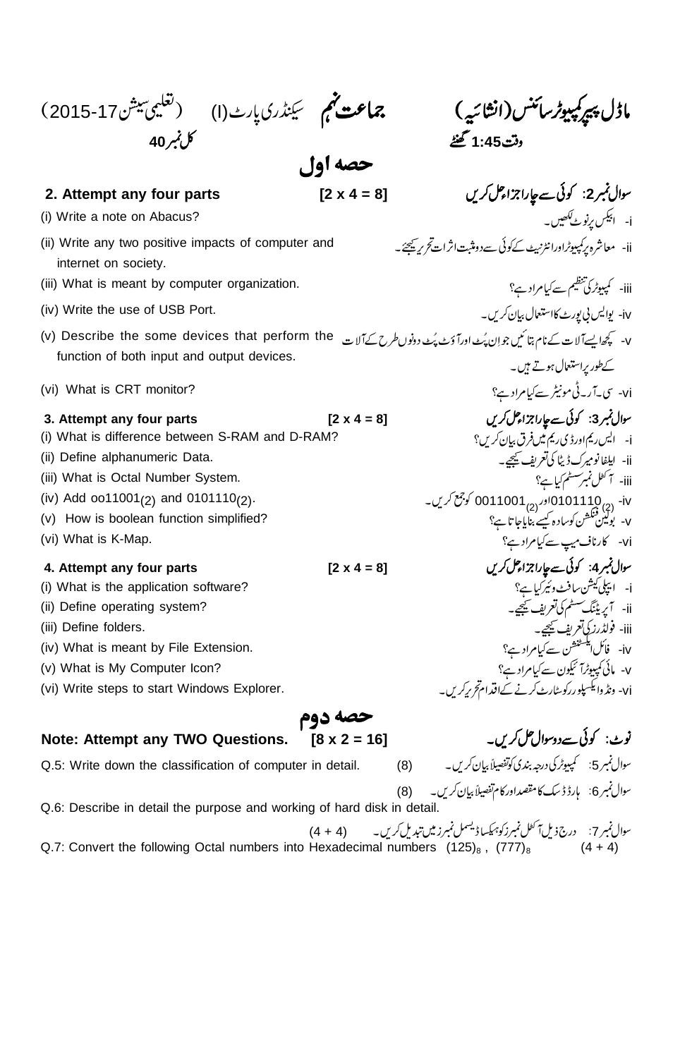ماڈل پیپر کمپیوٹر سائنس (انشائیہ) جماعت نہم سیکنڈری پارٹ (I) (تعلیمی سیشن 17-2015)

وقت 1:45 گھنٹے کل نمبر 40

## حصہ اول

**2. Attempt any four parts [2 x 4 = 8]**

**سوال نمبر 2: کوئی سے چار اجزاء حل کریں**

(i) Write a note on Abacus?

i- ایبکس پر نوٹ لکھیں۔

(ii) Write any two positive impacts of computer and internet on society.

ii- معاشرہ پر کمپیوٹر اور انٹرنیٹ کے کوئی سے دو مثبت اثرات تحریر کیجئے۔

(iii) What is meant by computer organization.

iii- کمپیوٹر کی تنظیم سے کیا مراد ہے؟

(iv) Write the use of USB Port.

iv- یو ایس بی پورٹ کا استعمال بیان کریں۔

(v) Describe the some devices that perform the function of both input and output devices.

v- کچھ ایسے آلات کے نام بتائیں جو ان پُٹ اور آؤٹ پُٹ دونوں طرح کے آلات کے طور پر استعمال ہوتے ہیں۔

(vi) What is CRT monitor?

vi- سی۔آر۔ٹی مونیٹر سے کیا مراد ہے؟

**3. Attempt any four parts [2 x 4 = 8]**

**سوال نمبر 3: کوئی سے چار اجزاء حل کریں**

(i) What is difference between S-RAM and D-RAM?

i- ایس ریم اور ڈی ریم میں فرق بیان کریں؟

(ii) Define alphanumeric Data.

ii- ایلفا نیومیرک ڈیٹا کی تعریف کیجیے۔

(iii) What is Octal Number System.

iii- آکٹل نمبر سسٹم کیا ہے؟

(iv) Add oo11001$_{(2)}$ and 0101110$_{(2)}$.

iv- $0101110_{(2)}$ اور $0011001_{(2)}$ کو جمع کریں۔

(v) How is boolean function simplified?

v- بولین فنکشن کو سادہ کیسے بنایا جاتا ہے؟

(vi) What is K-Map.

vi- کارناف میپ سے کیا مراد ہے؟

**4. Attempt any four parts [2 x 4 = 8]**

**سوال نمبر 4: کوئی سے چار اجزاء حل کریں**

(i) What is the application software?

i- ایپلی کیشن سافٹ ویئر کیا ہے؟

(ii) Define operating system?

ii- آپریٹنگ سسٹم کی تعریف کیجیے۔

(iii) Define folders.

iii- فولڈرز کی تعریف کیجیے۔

(iv) What is meant by File Extension.

iv- فائل ایکسٹنشن سے کیا مراد ہے؟

(v) What is My Computer Icon?

v- مائی کمپیوٹر آئیکون سے کیا مراد ہے؟

(vi) Write steps to start Windows Explorer.

vi- ونڈو ایکسپلورر کو سٹارٹ کرنے کے اقدام تحریر کریں۔

## حصہ دوم

**Note: Attempt any TWO Questions. [8 x 2 = 16]**

**نوٹ: کوئی سے دو سوال حل کریں۔**

Q.5: Write down the classification of computer in detail. (8)

سوال نمبر 5: کمپیوٹر کی درجہ بندی کو تفصیلاً بیان کریں۔ (8)

Q.6: Describe in detail the purpose and working of hard disk in detail.

سوال نمبر 6: ہارڈ ڈسک کا مقصد اور کام تفصیلاً بیان کریں۔ (8)

Q.7: Convert the following Octal numbers into Hexadecimal numbers $(125)_8$, $(777)_8$ (4 + 4)

سوال نمبر 7: درج ذیل آکٹل نمبرز کو ہیکسا ڈیسیمل نمبرز میں تبدیل کریں۔ (4 + 4)